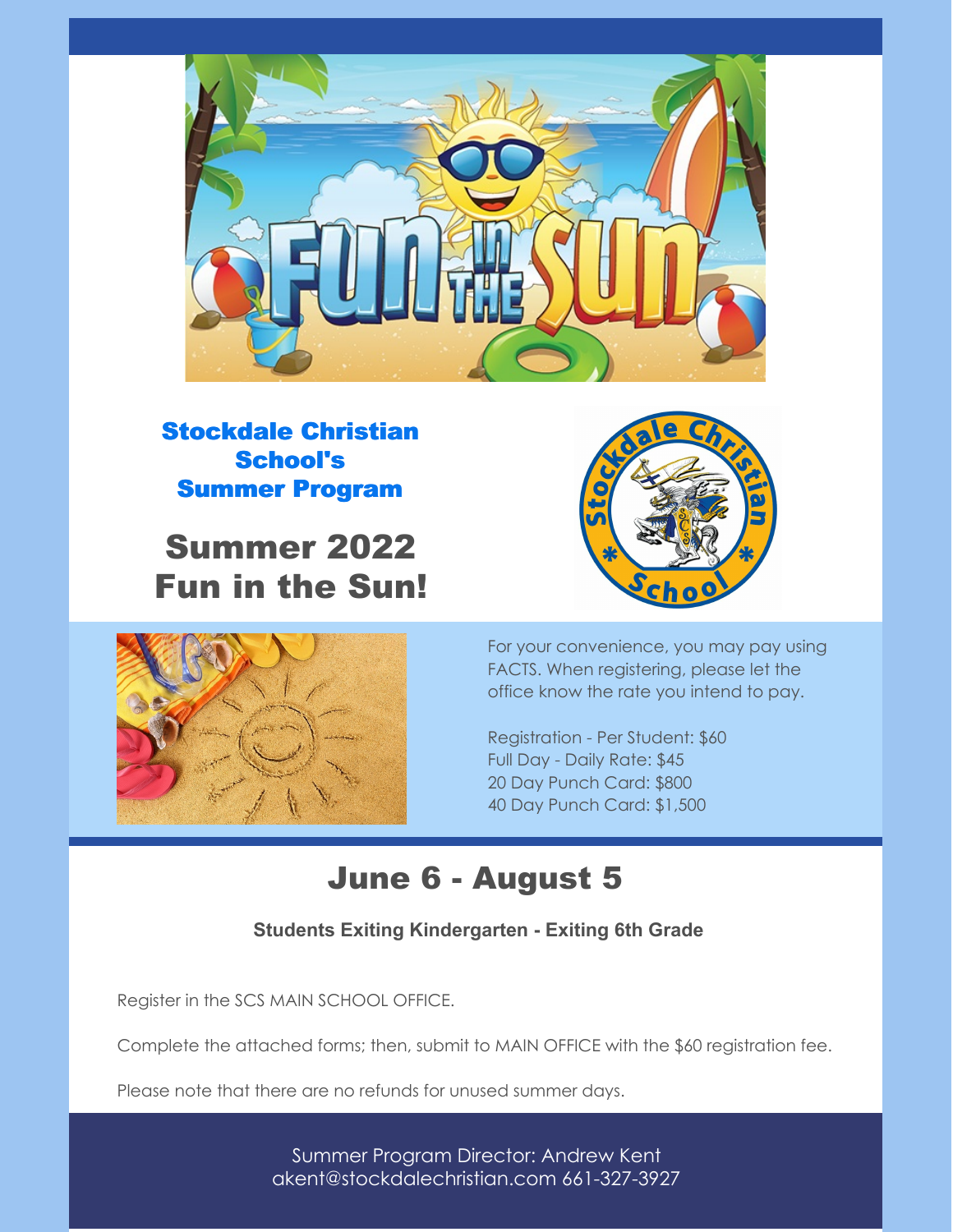## Stockdale Christian School's Summer Program

# Summer 2022 Fun in the Sun!

For your convenience, you may pay using FACTS. When registering, please let the office know the rate you intend to pay.

Registration - Per Student: $60
Full Day - Daily Rate: $45
20 Day Punch Card: $800
40 Day Punch Card: $1,500

## June 6 - August 5

**Students Exiting Kindergarten - Exiting 6th Grade**

Register in the SCS MAIN SCHOOL OFFICE.

Complete the attached forms; then, submit to MAIN OFFICE with the $60 registration fee.

Please note that there are no refunds for unused summer days.

Summer Program Director: Andrew Kent
akent@stockdalechristian.com 661-327-3927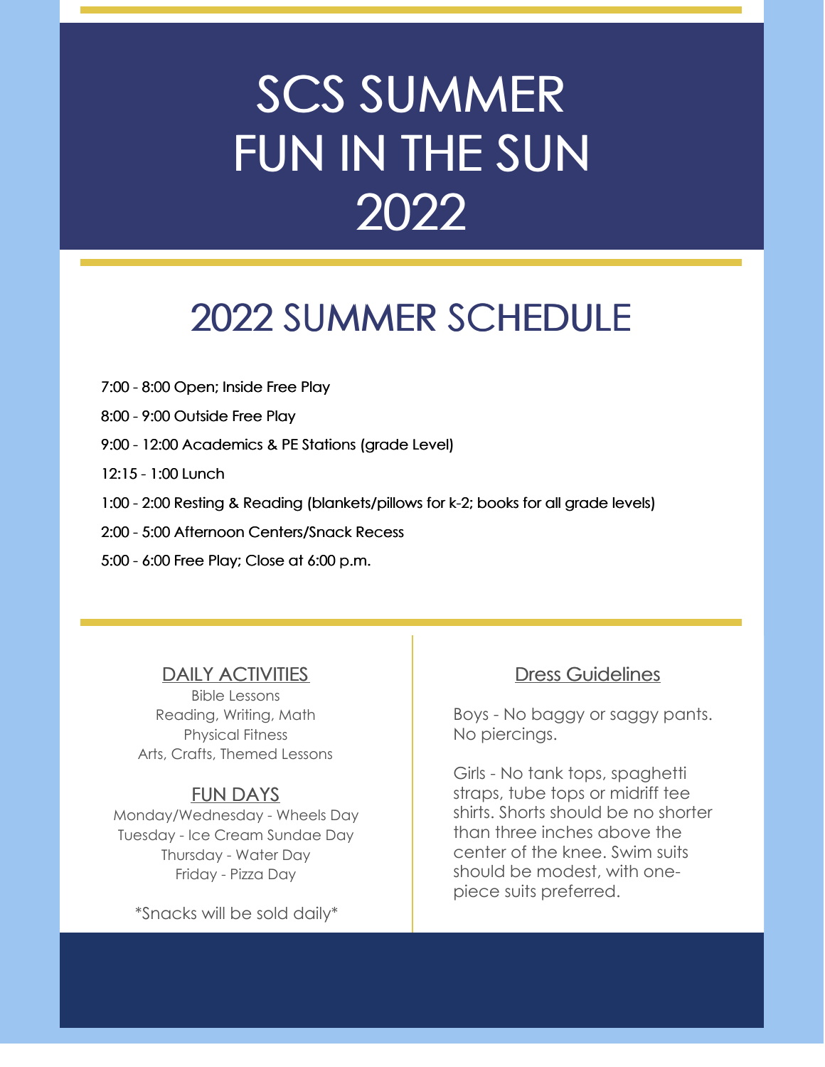# SCS SUMMER FUN IN THE SUN 2022

## 2022 SUMMER SCHEDULE

7:00 - 8:00 Open; Inside Free Play

8:00 - 9:00 Outside Free Play

9:00 - 12:00 Academics & PE Stations (grade Level)

12:15 - 1:00 Lunch

1:00 - 2:00 Resting & Reading (blankets/pillows for k-2; books for all grade levels)

2:00 - 5:00 Afternoon Centers/Snack Recess

5:00 - 6:00 Free Play; Close at 6:00 p.m.

### DAILY ACTIVITIES

Bible Lessons
Reading, Writing, Math
Physical Fitness
Arts, Crafts, Themed Lessons

### FUN DAYS

Monday/Wednesday - Wheels Day
Tuesday - Ice Cream Sundae Day
Thursday - Water Day
Friday - Pizza Day

*Snacks will be sold daily*

### Dress Guidelines

Boys - No baggy or saggy pants. No piercings.

Girls - No tank tops, spaghetti straps, tube tops or midriff tee shirts. Shorts should be no shorter than three inches above the center of the knee. Swim suits should be modest, with one-piece suits preferred.